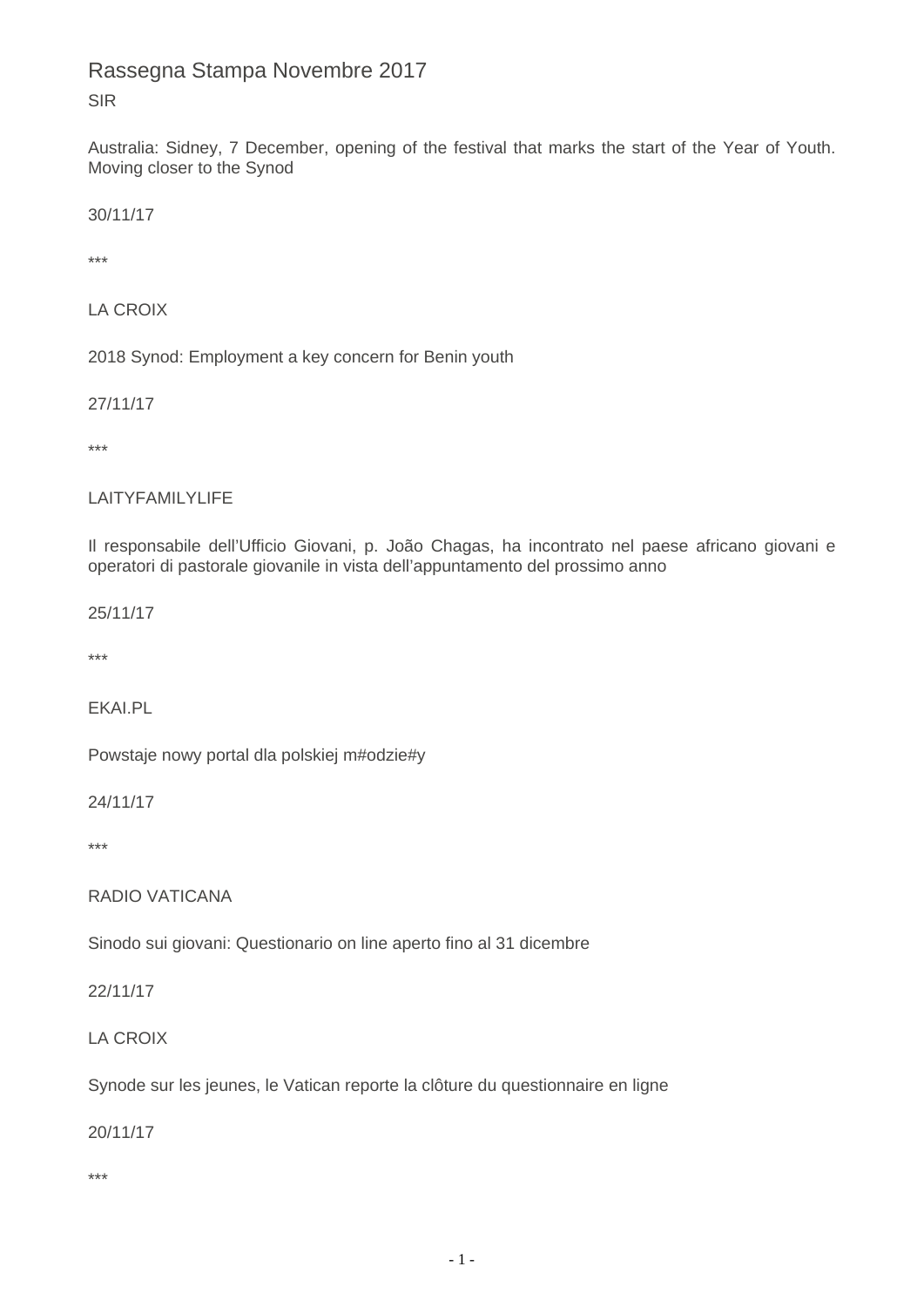# Rassegna Stampa Novembre 2017

SIR

Australia: Sidney, 7 December, opening of the festival that marks the start of the Year of Youth. Moving closer to the Synod

30/11/17

***

LA CROIX

2018 Synod: Employment a key concern for Benin youth

27/11/17

***

LAITYFAMILYLIFE

Il responsabile dell'Ufficio Giovani, p. João Chagas, ha incontrato nel paese africano giovani e operatori di pastorale giovanile in vista dell'appuntamento del prossimo anno

25/11/17

***

EKAI.PL

Powstaje nowy portal dla polskiej m#odzie#y

24/11/17

***

RADIO VATICANA

Sinodo sui giovani: Questionario on line aperto fino al 31 dicembre

22/11/17

LA CROIX

Synode sur les jeunes, le Vatican reporte la clôture du questionnaire en ligne

20/11/17

***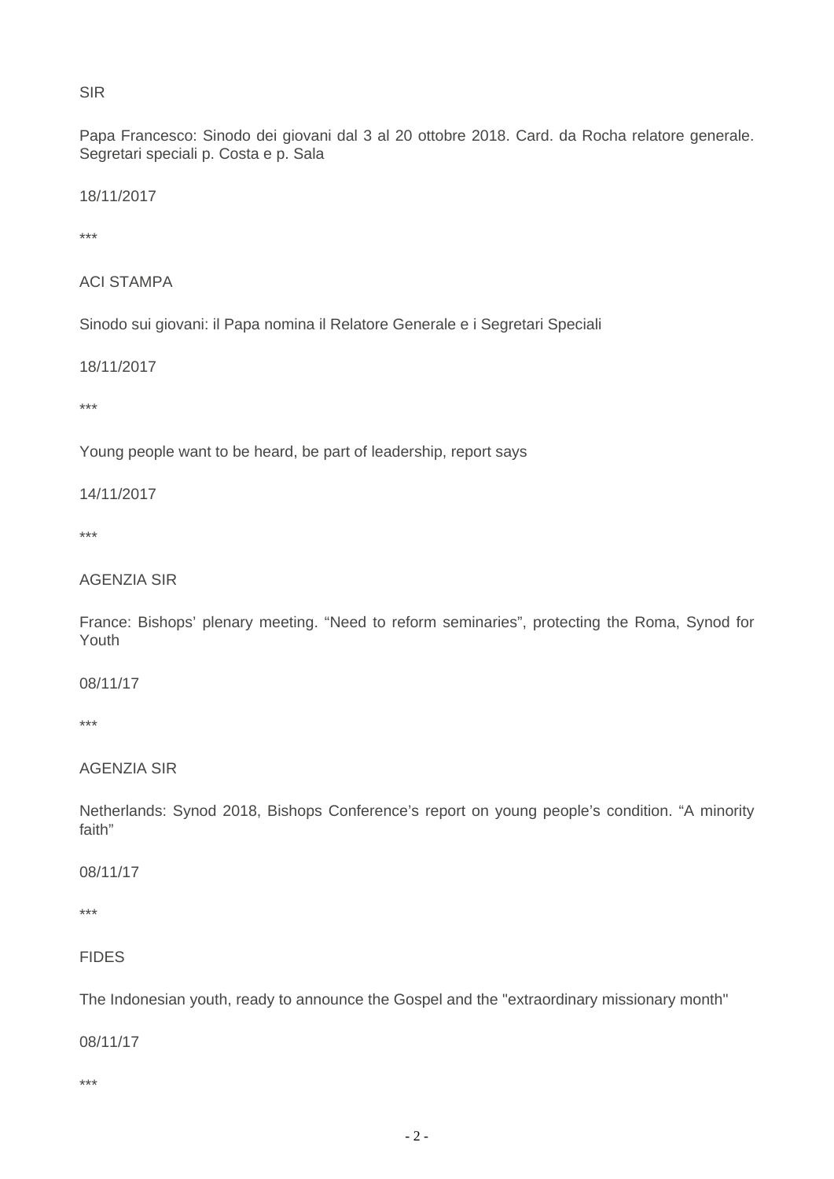SIR

Papa Francesco: Sinodo dei giovani dal 3 al 20 ottobre 2018. Card. da Rocha relatore generale. Segretari speciali p. Costa e p. Sala

18/11/2017

***

ACI STAMPA

Sinodo sui giovani: il Papa nomina il Relatore Generale e i Segretari Speciali

18/11/2017

***

Young people want to be heard, be part of leadership, report says

14/11/2017

***

AGENZIA SIR

France: Bishops' plenary meeting. "Need to reform seminaries", protecting the Roma, Synod for Youth

08/11/17

***

AGENZIA SIR

Netherlands: Synod 2018, Bishops Conference's report on young people's condition. "A minority faith"

08/11/17

***

FIDES

The Indonesian youth, ready to announce the Gospel and the "extraordinary missionary month"

08/11/17

***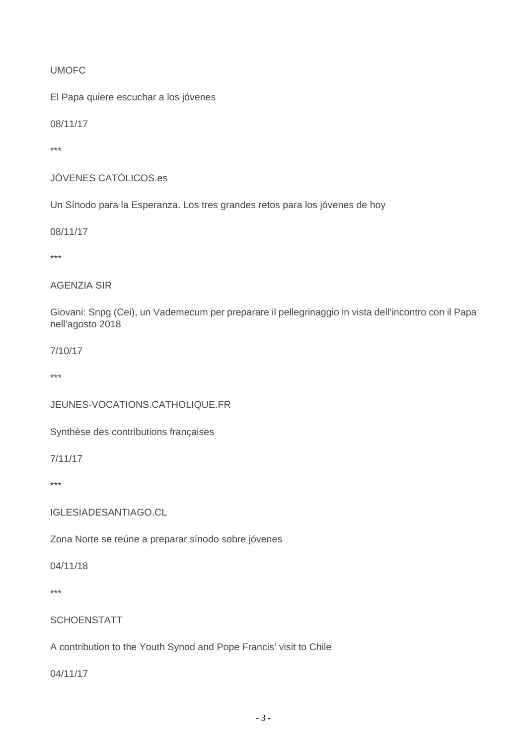UMOFC

El Papa quiere escuchar a los jóvenes

08/11/17

***

JÓVENES CATÓLICOS.es

Un Sínodo para la Esperanza. Los tres grandes retos para los jóvenes de hoy

08/11/17

***

AGENZIA SIR

Giovani: Snpg (Cei), un Vademecum per preparare il pellegrinaggio in vista dell'incontro con il Papa nell'agosto 2018

7/10/17

***

JEUNES-VOCATIONS.CATHOLIQUE.FR

Synthèse des contributions françaises

7/11/17

***

IGLESIADESANTIAGO.CL

Zona Norte se reúne a preparar sínodo sobre jóvenes

04/11/18

***

SCHOENSTATT

A contribution to the Youth Synod and Pope Francis' visit to Chile

04/11/17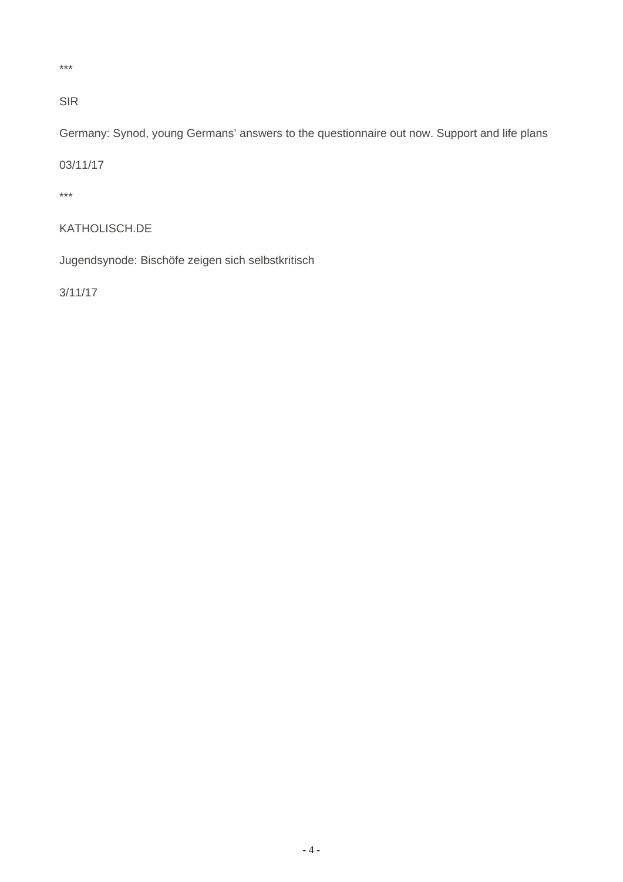***

SIR

Germany: Synod, young Germans' answers to the questionnaire out now. Support and life plans

03/11/17

***

KATHOLISCH.DE

Jugendsynode: Bischöfe zeigen sich selbstkritisch

3/11/17